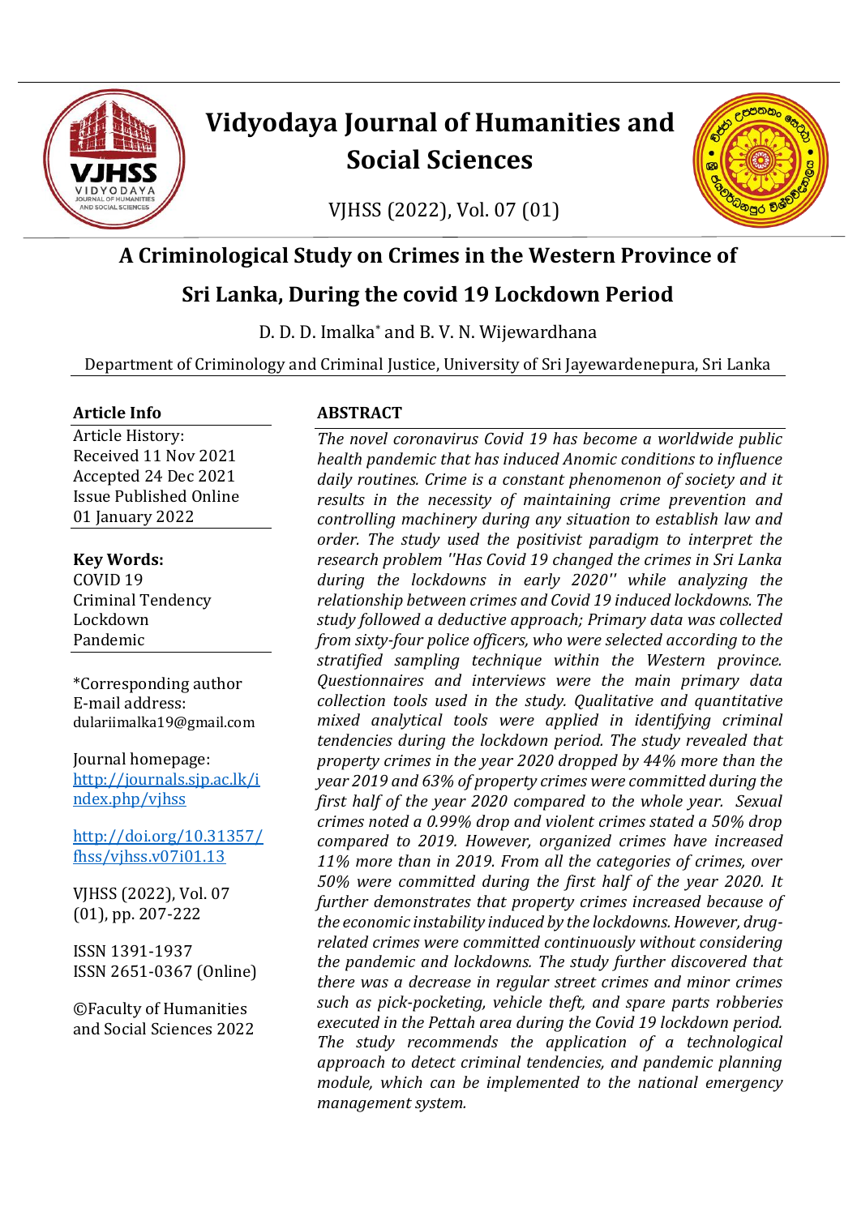# Vidyodaya Journal of Humanities and Social Sciences

VJHSS (2022), Vol. 07 (01)

## A Criminological Study on Crimes in the Western Province of Sri Lanka, During the covid 19 Lockdown Period

D. D. D. Imalka* and B. V. N. Wijewardhana

Department of Criminology and Criminal Justice, University of Sri Jayewardenepura, Sri Lanka

### Article Info

Article History:
Received 11 Nov 2021
Accepted 24 Dec 2021
Issue Published Online 01 January 2022

**Key Words:**
COVID 19
Criminal Tendency
Lockdown
Pandemic

*Corresponding author
E-mail address: dulariimalka19@gmail.com

Journal homepage: http://journals.sjp.ac.lk/index.php/vjhss

http://doi.org/10.31357/fhss/vjhss.v07i01.13

VJHSS (2022), Vol. 07 (01), pp. 207-222

ISSN 1391-1937
ISSN 2651-0367 (Online)

©Faculty of Humanities and Social Sciences 2022

### ABSTRACT

*The novel coronavirus Covid 19 has become a worldwide public health pandemic that has induced Anomic conditions to influence daily routines. Crime is a constant phenomenon of society and it results in the necessity of maintaining crime prevention and controlling machinery during any situation to establish law and order. The study used the positivist paradigm to interpret the research problem ''Has Covid 19 changed the crimes in Sri Lanka during the lockdowns in early 2020'' while analyzing the relationship between crimes and Covid 19 induced lockdowns. The study followed a deductive approach; Primary data was collected from sixty-four police officers, who were selected according to the stratified sampling technique within the Western province. Questionnaires and interviews were the main primary data collection tools used in the study. Qualitative and quantitative mixed analytical tools were applied in identifying criminal tendencies during the lockdown period. The study revealed that property crimes in the year 2020 dropped by 44% more than the year 2019 and 63% of property crimes were committed during the first half of the year 2020 compared to the whole year. Sexual crimes noted a 0.99% drop and violent crimes stated a 50% drop compared to 2019. However, organized crimes have increased 11% more than in 2019. From all the categories of crimes, over 50% were committed during the first half of the year 2020. It further demonstrates that property crimes increased because of the economic instability induced by the lockdowns. However, drug-related crimes were committed continuously without considering the pandemic and lockdowns. The study further discovered that there was a decrease in regular street crimes and minor crimes such as pick-pocketing, vehicle theft, and spare parts robberies executed in the Pettah area during the Covid 19 lockdown period. The study recommends the application of a technological approach to detect criminal tendencies, and pandemic planning module, which can be implemented to the national emergency management system.*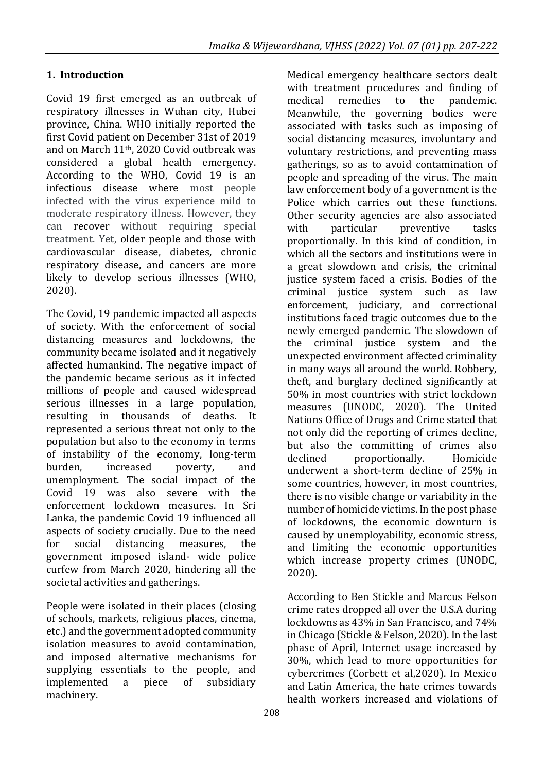## 1. Introduction

Covid 19 first emerged as an outbreak of respiratory illnesses in Wuhan city, Hubei province, China. WHO initially reported the first Covid patient on December 31st of 2019 and on March 11th, 2020 Covid outbreak was considered a global health emergency. According to the WHO, Covid 19 is an infectious disease where most people infected with the virus experience mild to moderate respiratory illness. However, they can recover without requiring special treatment. Yet, older people and those with cardiovascular disease, diabetes, chronic respiratory disease, and cancers are more likely to develop serious illnesses (WHO, 2020).

The Covid, 19 pandemic impacted all aspects of society. With the enforcement of social distancing measures and lockdowns, the community became isolated and it negatively affected humankind. The negative impact of the pandemic became serious as it infected millions of people and caused widespread serious illnesses in a large population, resulting in thousands of deaths. It represented a serious threat not only to the population but also to the economy in terms of instability of the economy, long-term burden, increased poverty, and unemployment. The social impact of the Covid 19 was also severe with the enforcement lockdown measures. In Sri Lanka, the pandemic Covid 19 influenced all aspects of society crucially. Due to the need for social distancing measures, the government imposed island- wide police curfew from March 2020, hindering all the societal activities and gatherings.

People were isolated in their places (closing of schools, markets, religious places, cinema, etc.) and the government adopted community isolation measures to avoid contamination, and imposed alternative mechanisms for supplying essentials to the people, and implemented a piece of subsidiary machinery.

Medical emergency healthcare sectors dealt with treatment procedures and finding of medical remedies to the pandemic. Meanwhile, the governing bodies were associated with tasks such as imposing of social distancing measures, involuntary and voluntary restrictions, and preventing mass gatherings, so as to avoid contamination of people and spreading of the virus. The main law enforcement body of a government is the Police which carries out these functions. Other security agencies are also associated with particular preventive tasks proportionally. In this kind of condition, in which all the sectors and institutions were in a great slowdown and crisis, the criminal justice system faced a crisis. Bodies of the criminal justice system such as law enforcement, judiciary, and correctional institutions faced tragic outcomes due to the newly emerged pandemic. The slowdown of the criminal justice system and the unexpected environment affected criminality in many ways all around the world. Robbery, theft, and burglary declined significantly at 50% in most countries with strict lockdown measures (UNODC, 2020). The United Nations Office of Drugs and Crime stated that not only did the reporting of crimes decline, but also the committing of crimes also declined proportionally. Homicide underwent a short-term decline of 25% in some countries, however, in most countries, there is no visible change or variability in the number of homicide victims. In the post phase of lockdowns, the economic downturn is caused by unemployability, economic stress, and limiting the economic opportunities which increase property crimes (UNODC, 2020).

According to Ben Stickle and Marcus Felson crime rates dropped all over the U.S.A during lockdowns as 43% in San Francisco, and 74% in Chicago (Stickle & Felson, 2020). In the last phase of April, Internet usage increased by 30%, which lead to more opportunities for cybercrimes (Corbett et al,2020). In Mexico and Latin America, the hate crimes towards health workers increased and violations of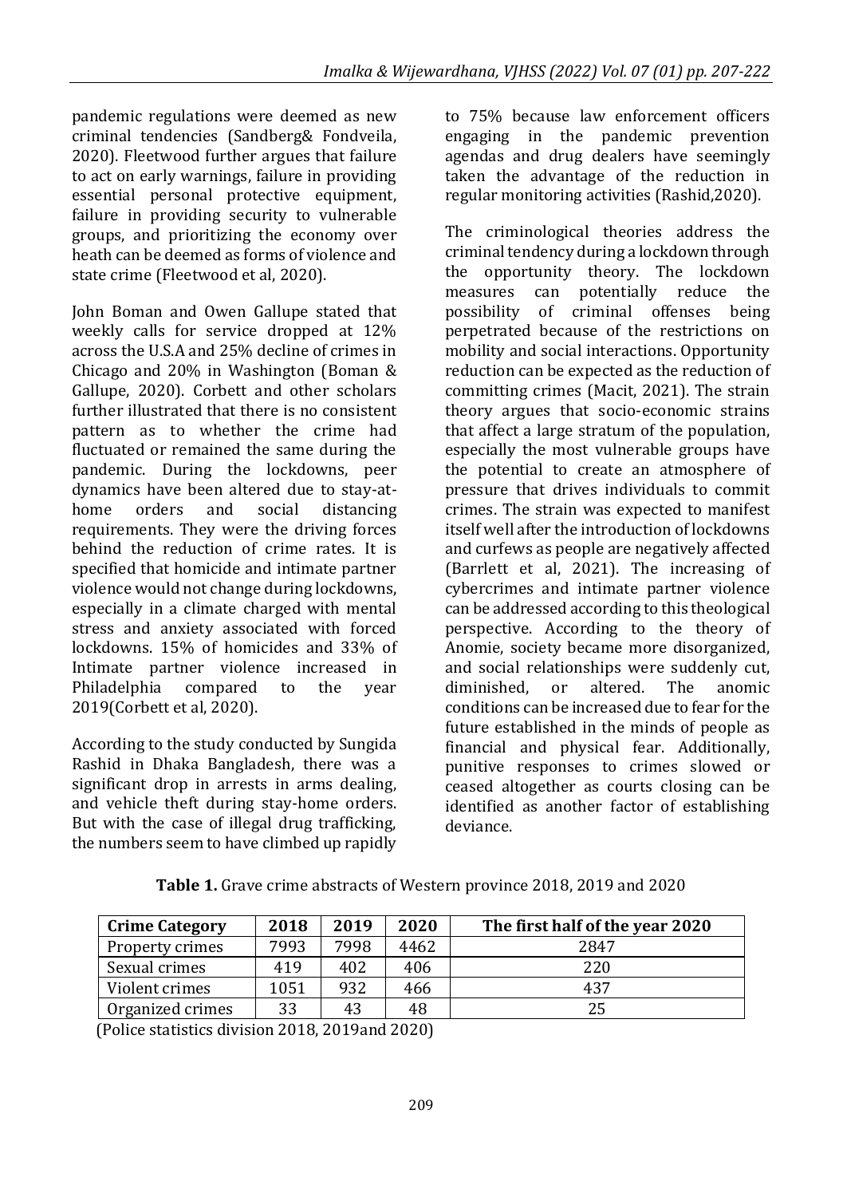pandemic regulations were deemed as new criminal tendencies (Sandberg& Fondveila, 2020). Fleetwood further argues that failure to act on early warnings, failure in providing essential personal protective equipment, failure in providing security to vulnerable groups, and prioritizing the economy over heath can be deemed as forms of violence and state crime (Fleetwood et al, 2020).

John Boman and Owen Gallupe stated that weekly calls for service dropped at 12% across the U.S.A and 25% decline of crimes in Chicago and 20% in Washington (Boman & Gallupe, 2020). Corbett and other scholars further illustrated that there is no consistent pattern as to whether the crime had fluctuated or remained the same during the pandemic. During the lockdowns, peer dynamics have been altered due to stay-at-home orders and social distancing requirements. They were the driving forces behind the reduction of crime rates. It is specified that homicide and intimate partner violence would not change during lockdowns, especially in a climate charged with mental stress and anxiety associated with forced lockdowns. 15% of homicides and 33% of Intimate partner violence increased in Philadelphia compared to the year 2019(Corbett et al, 2020).

According to the study conducted by Sungida Rashid in Dhaka Bangladesh, there was a significant drop in arrests in arms dealing, and vehicle theft during stay-home orders. But with the case of illegal drug trafficking, the numbers seem to have climbed up rapidly to 75% because law enforcement officers engaging in the pandemic prevention agendas and drug dealers have seemingly taken the advantage of the reduction in regular monitoring activities (Rashid,2020).

The criminological theories address the criminal tendency during a lockdown through the opportunity theory. The lockdown measures can potentially reduce the possibility of criminal offenses being perpetrated because of the restrictions on mobility and social interactions. Opportunity reduction can be expected as the reduction of committing crimes (Macit, 2021). The strain theory argues that socio-economic strains that affect a large stratum of the population, especially the most vulnerable groups have the potential to create an atmosphere of pressure that drives individuals to commit crimes. The strain was expected to manifest itself well after the introduction of lockdowns and curfews as people are negatively affected (Barrlett et al, 2021). The increasing of cybercrimes and intimate partner violence can be addressed according to this theological perspective. According to the theory of Anomie, society became more disorganized, and social relationships were suddenly cut, diminished, or altered. The anomic conditions can be increased due to fear for the future established in the minds of people as financial and physical fear. Additionally, punitive responses to crimes slowed or ceased altogether as courts closing can be identified as another factor of establishing deviance.

**Table 1.** Grave crime abstracts of Western province 2018, 2019 and 2020

| Crime Category | 2018 | 2019 | 2020 | The first half of the year 2020 |
|---|---|---|---|---|
| Property crimes | 7993 | 7998 | 4462 | 2847 |
| Sexual crimes | 419 | 402 | 406 | 220 |
| Violent crimes | 1051 | 932 | 466 | 437 |
| Organized crimes | 33 | 43 | 48 | 25 |

(Police statistics division 2018, 2019and 2020)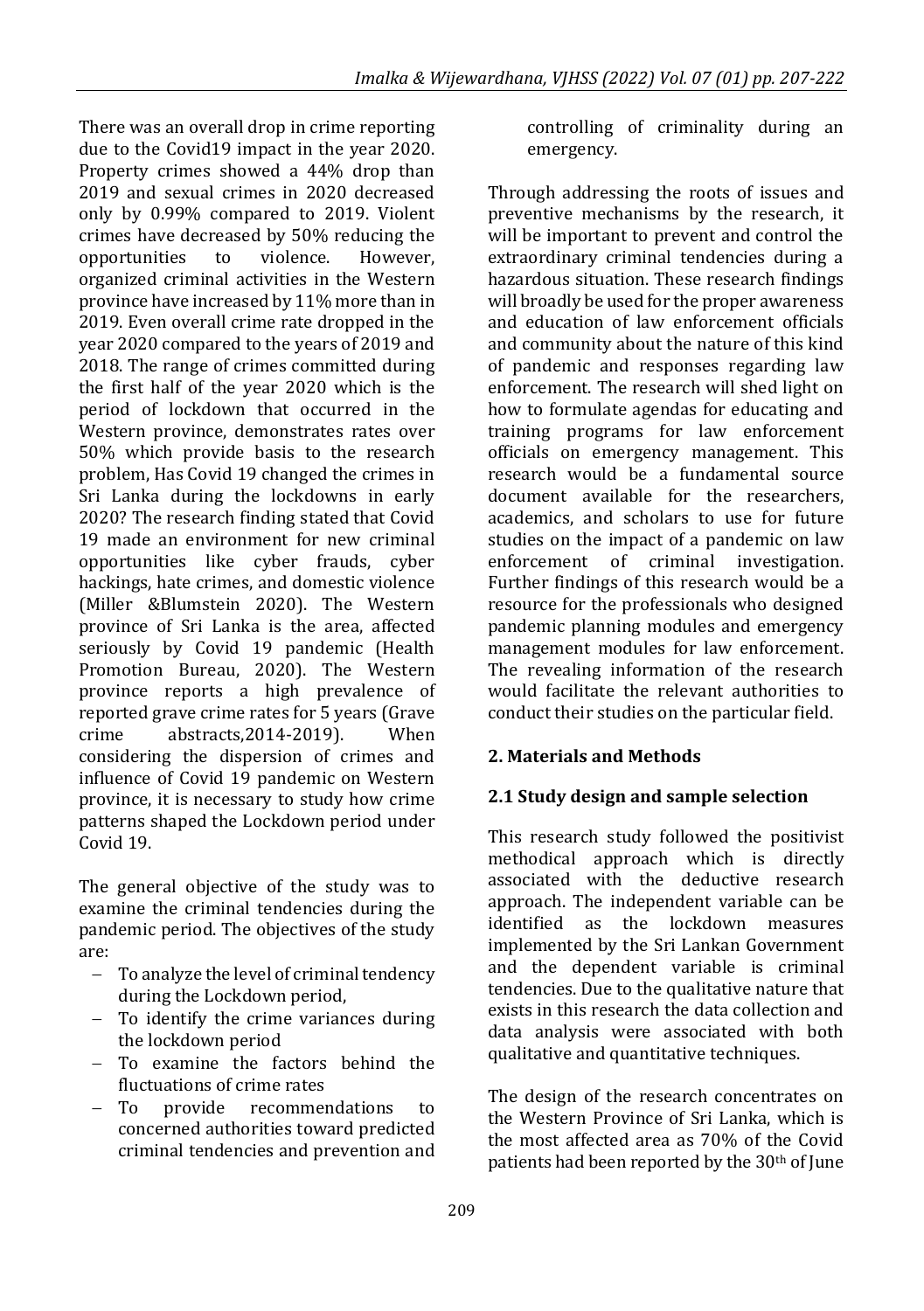There was an overall drop in crime reporting due to the Covid19 impact in the year 2020. Property crimes showed a 44% drop than 2019 and sexual crimes in 2020 decreased only by 0.99% compared to 2019. Violent crimes have decreased by 50% reducing the opportunities to violence. However, organized criminal activities in the Western province have increased by 11% more than in 2019. Even overall crime rate dropped in the year 2020 compared to the years of 2019 and 2018. The range of crimes committed during the first half of the year 2020 which is the period of lockdown that occurred in the Western province, demonstrates rates over 50% which provide basis to the research problem, Has Covid 19 changed the crimes in Sri Lanka during the lockdowns in early 2020? The research finding stated that Covid 19 made an environment for new criminal opportunities like cyber frauds, cyber hackings, hate crimes, and domestic violence (Miller &Blumstein 2020). The Western province of Sri Lanka is the area, affected seriously by Covid 19 pandemic (Health Promotion Bureau, 2020). The Western province reports a high prevalence of reported grave crime rates for 5 years (Grave crime abstracts,2014-2019). When considering the dispersion of crimes and influence of Covid 19 pandemic on Western province, it is necessary to study how crime patterns shaped the Lockdown period under Covid 19.

The general objective of the study was to examine the criminal tendencies during the pandemic period. The objectives of the study are:

- To analyze the level of criminal tendency during the Lockdown period,
- To identify the crime variances during the lockdown period
- To examine the factors behind the fluctuations of crime rates
- To provide recommendations to concerned authorities toward predicted criminal tendencies and prevention and controlling of criminality during an emergency.

Through addressing the roots of issues and preventive mechanisms by the research, it will be important to prevent and control the extraordinary criminal tendencies during a hazardous situation. These research findings will broadly be used for the proper awareness and education of law enforcement officials and community about the nature of this kind of pandemic and responses regarding law enforcement. The research will shed light on how to formulate agendas for educating and training programs for law enforcement officials on emergency management. This research would be a fundamental source document available for the researchers, academics, and scholars to use for future studies on the impact of a pandemic on law enforcement of criminal investigation. Further findings of this research would be a resource for the professionals who designed pandemic planning modules and emergency management modules for law enforcement. The revealing information of the research would facilitate the relevant authorities to conduct their studies on the particular field.

## 2. Materials and Methods

### 2.1 Study design and sample selection

This research study followed the positivist methodical approach which is directly associated with the deductive research approach. The independent variable can be identified as the lockdown measures implemented by the Sri Lankan Government and the dependent variable is criminal tendencies. Due to the qualitative nature that exists in this research the data collection and data analysis were associated with both qualitative and quantitative techniques.

The design of the research concentrates on the Western Province of Sri Lanka, which is the most affected area as 70% of the Covid patients had been reported by the 30th of June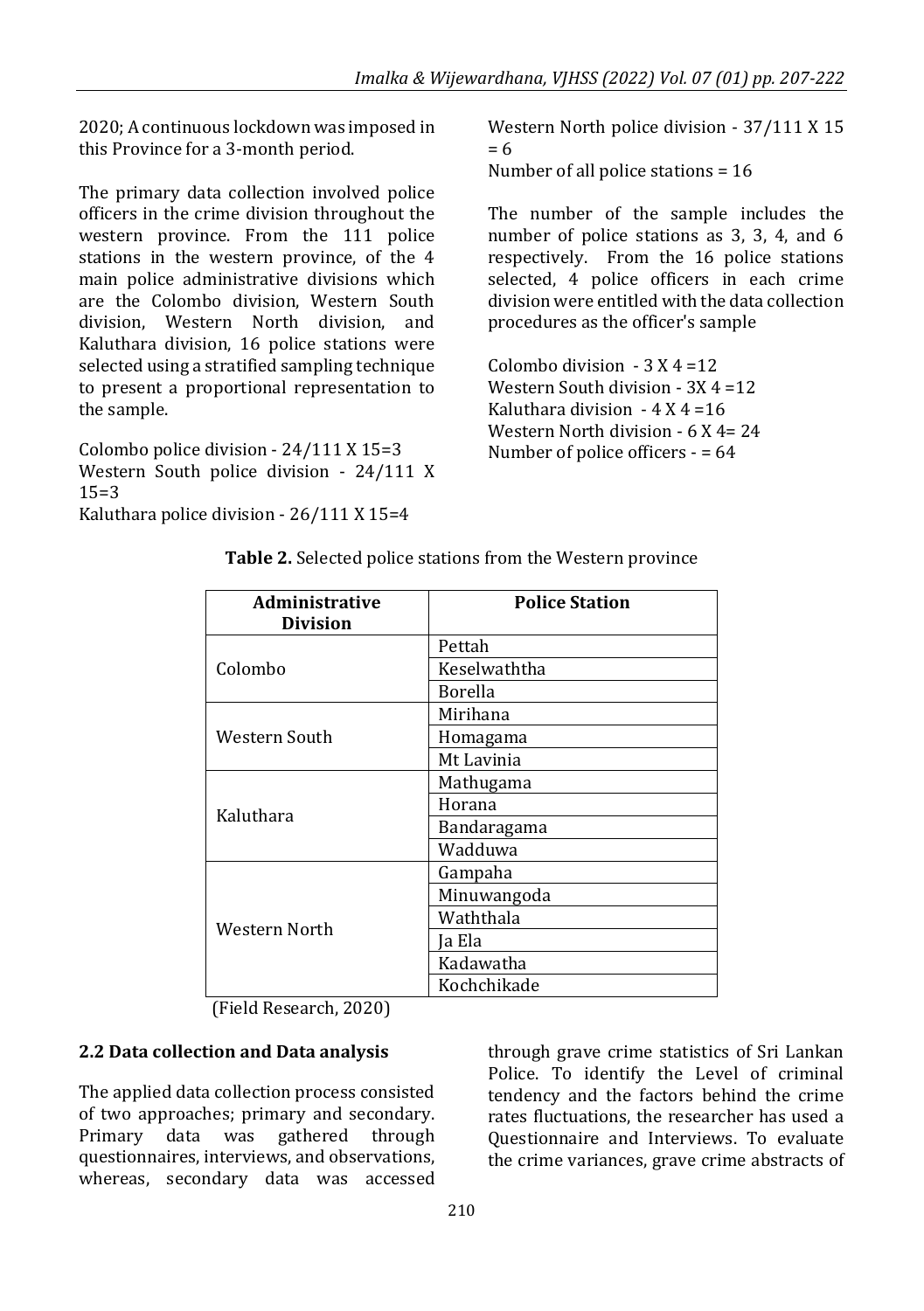2020; A continuous lockdown was imposed in this Province for a 3-month period.

The primary data collection involved police officers in the crime division throughout the western province. From the 111 police stations in the western province, of the 4 main police administrative divisions which are the Colombo division, Western South division, Western North division, and Kaluthara division, 16 police stations were selected using a stratified sampling technique to present a proportional representation to the sample.

Colombo police division - 24/111 X 15=3  
Western South police division - 24/111 X 15=3  
Kaluthara police division - 26/111 X 15=4  
Western North police division - 37/111 X 15 = 6  
Number of all police stations = 16

The number of the sample includes the number of police stations as 3, 3, 4, and 6 respectively. From the 16 police stations selected, 4 police officers in each crime division were entitled with the data collection procedures as the officer's sample

Colombo division - 3 X 4 =12  
Western South division - 3X 4 =12  
Kaluthara division - 4 X 4 =16  
Western North division - 6 X 4= 24  
Number of police officers - = 64

**Table 2.** Selected police stations from the Western province

| Administrative Division | Police Station |
|---|---|
| Colombo | Pettah |
| | Keselwaththa |
| | Borella |
| Western South | Mirihana |
| | Homagama |
| | Mt Lavinia |
| Kaluthara | Mathugama |
| | Horana |
| | Bandaragama |
| | Wadduwa |
| Western North | Gampaha |
| | Minuwangoda |
| | Waththala |
| | Ja Ela |
| | Kadawatha |
| | Kochchikade |

(Field Research, 2020)

### 2.2 Data collection and Data analysis

The applied data collection process consisted of two approaches; primary and secondary. Primary data was gathered through questionnaires, interviews, and observations, whereas, secondary data was accessed through grave crime statistics of Sri Lankan Police. To identify the Level of criminal tendency and the factors behind the crime rates fluctuations, the researcher has used a Questionnaire and Interviews. To evaluate the crime variances, grave crime abstracts of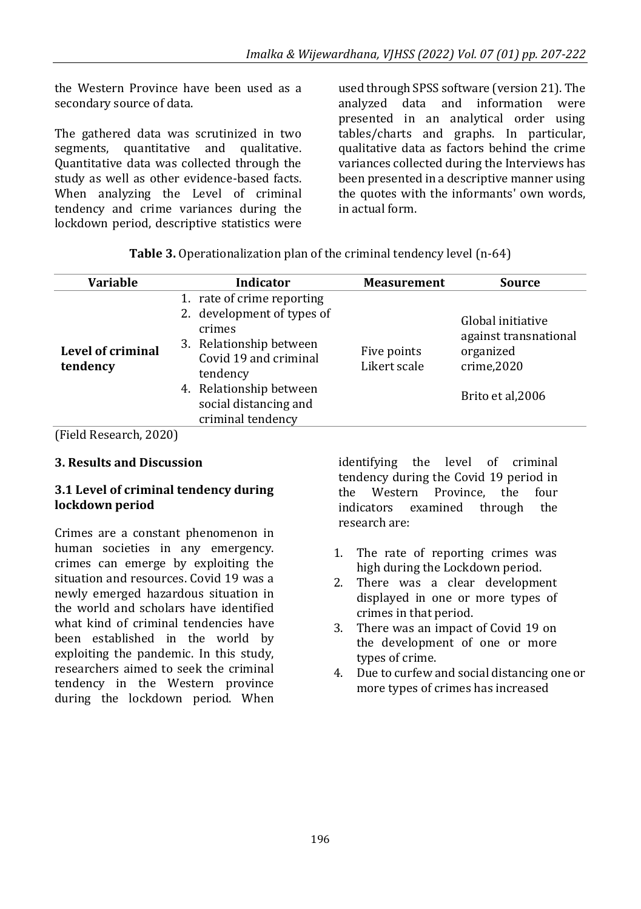the Western Province have been used as a secondary source of data.

The gathered data was scrutinized in two segments, quantitative and qualitative. Quantitative data was collected through the study as well as other evidence-based facts. When analyzing the Level of criminal tendency and crime variances during the lockdown period, descriptive statistics were used through SPSS software (version 21). The analyzed data and information were presented in an analytical order using tables/charts and graphs. In particular, qualitative data as factors behind the crime variances collected during the Interviews has been presented in a descriptive manner using the quotes with the informants' own words, in actual form.

**Table 3.** Operationalization plan of the criminal tendency level (n-64)

| Variable | Indicator | Measurement | Source |
|---|---|---|---|
| **Level of criminal tendency** | 1. rate of crime reporting<br>2. development of types of crimes<br>3. Relationship between Covid 19 and criminal tendency<br>4. Relationship between social distancing and criminal tendency | Five points Likert scale | Global initiative against transnational organized crime,2020<br><br>Brito et al,2006 |

(Field Research, 2020)

## 3. Results and Discussion

### 3.1 Level of criminal tendency during lockdown period

Crimes are a constant phenomenon in human societies in any emergency. crimes can emerge by exploiting the situation and resources. Covid 19 was a newly emerged hazardous situation in the world and scholars have identified what kind of criminal tendencies have been established in the world by exploiting the pandemic. In this study, researchers aimed to seek the criminal tendency in the Western province during the lockdown period. When identifying the level of criminal tendency during the Covid 19 period in the Western Province, the four indicators examined through the research are:

1. The rate of reporting crimes was high during the Lockdown period.
2. There was a clear development displayed in one or more types of crimes in that period.
3. There was an impact of Covid 19 on the development of one or more types of crime.
4. Due to curfew and social distancing one or more types of crimes has increased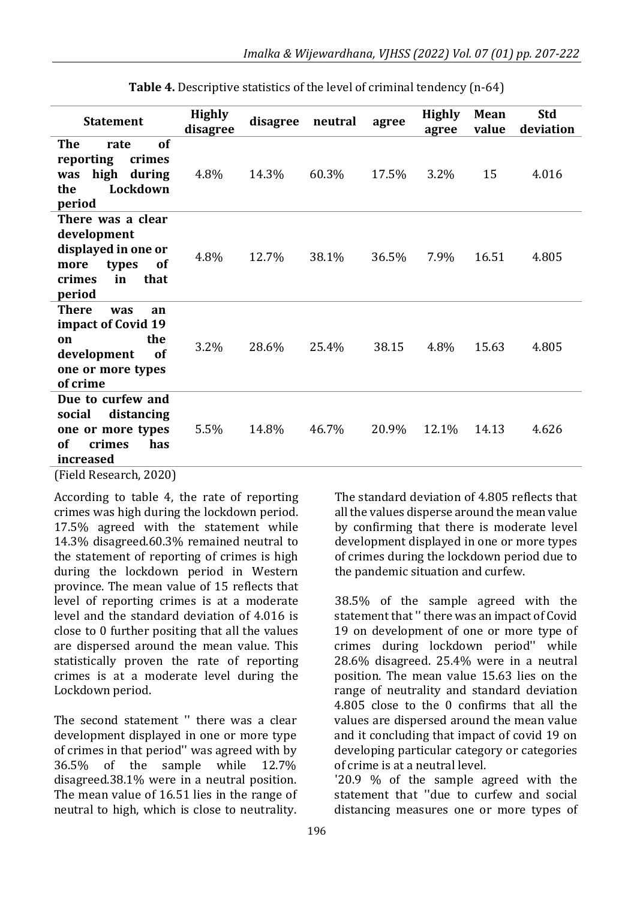**Table 4.** Descriptive statistics of the level of criminal tendency (n-64)

| Statement | Highly disagree | disagree | neutral | agree | Highly agree | Mean value | Std deviation |
|---|---|---|---|---|---|---|---|
| **The rate of reporting crimes was high during the Lockdown period** | 4.8% | 14.3% | 60.3% | 17.5% | 3.2% | 15 | 4.016 |
| **There was a clear development displayed in one or more types of crimes in that period** | 4.8% | 12.7% | 38.1% | 36.5% | 7.9% | 16.51 | 4.805 |
| **There was an impact of Covid 19 on the development of one or more types of crime** | 3.2% | 28.6% | 25.4% | 38.15 | 4.8% | 15.63 | 4.805 |
| **Due to curfew and social distancing one or more types of crimes has increased** | 5.5% | 14.8% | 46.7% | 20.9% | 12.1% | 14.13 | 4.626 |

(Field Research, 2020)

According to table 4, the rate of reporting crimes was high during the lockdown period. 17.5% agreed with the statement while 14.3% disagreed.60.3% remained neutral to the statement of reporting of crimes is high during the lockdown period in Western province. The mean value of 15 reflects that level of reporting crimes is at a moderate level and the standard deviation of 4.016 is close to 0 further positing that all the values are dispersed around the mean value. This statistically proven the rate of reporting crimes is at a moderate level during the Lockdown period.

The second statement '' there was a clear development displayed in one or more type of crimes in that period'' was agreed with by 36.5% of the sample while 12.7% disagreed.38.1% were in a neutral position. The mean value of 16.51 lies in the range of neutral to high, which is close to neutrality. The standard deviation of 4.805 reflects that all the values disperse around the mean value by confirming that there is moderate level development displayed in one or more types of crimes during the lockdown period due to the pandemic situation and curfew.

38.5% of the sample agreed with the statement that '' there was an impact of Covid 19 on development of one or more type of crimes during lockdown period'' while 28.6% disagreed. 25.4% were in a neutral position. The mean value 15.63 lies on the range of neutrality and standard deviation 4.805 close to the 0 confirms that all the values are dispersed around the mean value and it concluding that impact of covid 19 on developing particular category or categories of crime is at a neutral level.

'20.9 % of the sample agreed with the statement that ''due to curfew and social distancing measures one or more types of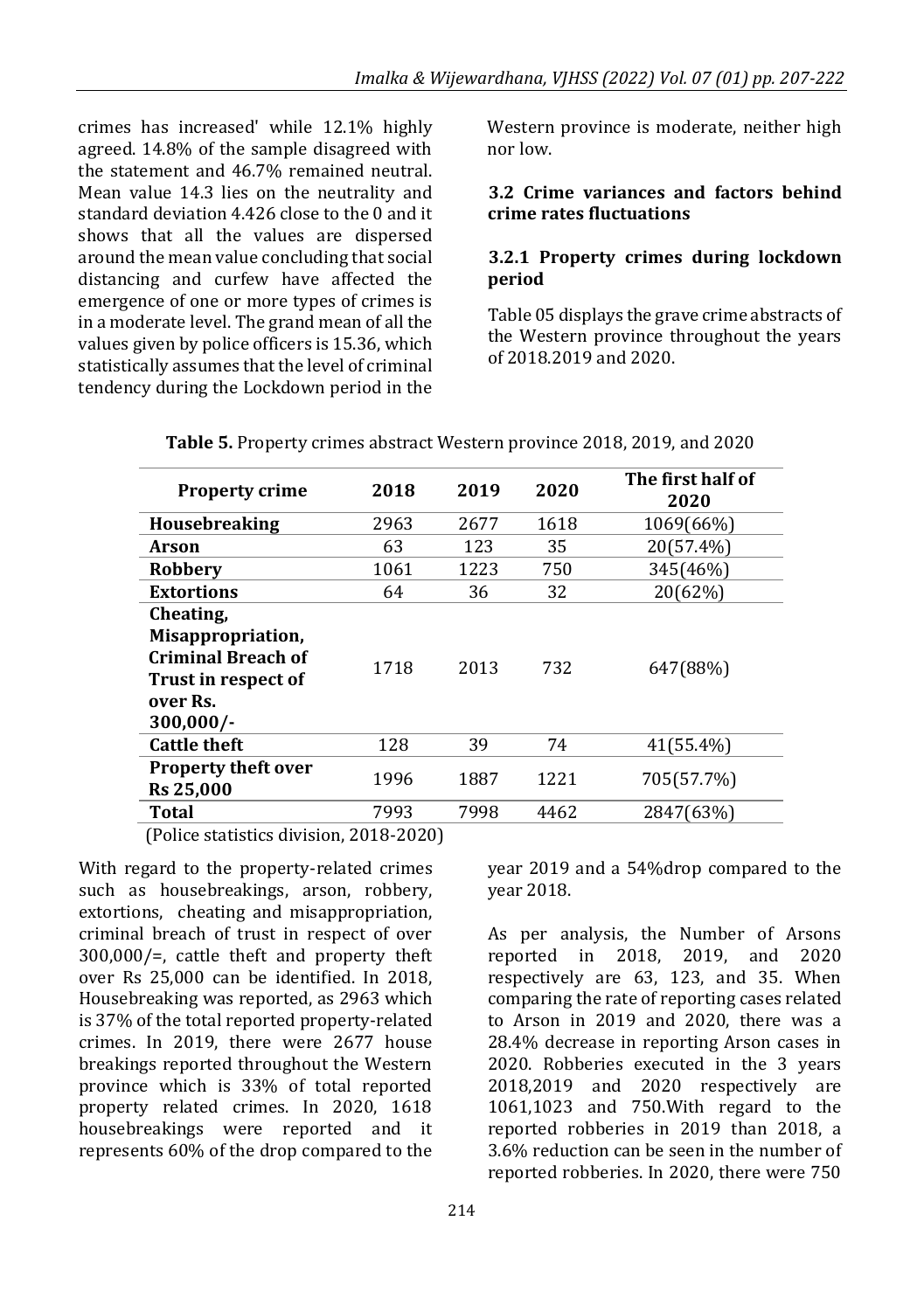crimes has increased' while 12.1% highly agreed. 14.8% of the sample disagreed with the statement and 46.7% remained neutral. Mean value 14.3 lies on the neutrality and standard deviation 4.426 close to the 0 and it shows that all the values are dispersed around the mean value concluding that social distancing and curfew have affected the emergence of one or more types of crimes is in a moderate level. The grand mean of all the values given by police officers is 15.36, which statistically assumes that the level of criminal tendency during the Lockdown period in the Western province is moderate, neither high nor low.

### 3.2 Crime variances and factors behind crime rates fluctuations

#### 3.2.1 Property crimes during lockdown period

Table 05 displays the grave crime abstracts of the Western province throughout the years of 2018.2019 and 2020.

**Table 5.** Property crimes abstract Western province 2018, 2019, and 2020

| Property crime | 2018 | 2019 | 2020 | The first half of 2020 |
|---|---|---|---|---|
| **Housebreaking** | 2963 | 2677 | 1618 | 1069(66%) |
| **Arson** | 63 | 123 | 35 | 20(57.4%) |
| **Robbery** | 1061 | 1223 | 750 | 345(46%) |
| **Extortions** | 64 | 36 | 32 | 20(62%) |
| **Cheating, Misappropriation, Criminal Breach of Trust in respect of over Rs. 300,000/-** | 1718 | 2013 | 732 | 647(88%) |
| **Cattle theft** | 128 | 39 | 74 | 41(55.4%) |
| **Property theft over Rs 25,000** | 1996 | 1887 | 1221 | 705(57.7%) |
| **Total** | 7993 | 7998 | 4462 | 2847(63%) |

(Police statistics division, 2018-2020)

With regard to the property-related crimes such as housebreakings, arson, robbery, extortions, cheating and misappropriation, criminal breach of trust in respect of over 300,000/=, cattle theft and property theft over Rs 25,000 can be identified. In 2018, Housebreaking was reported, as 2963 which is 37% of the total reported property-related crimes. In 2019, there were 2677 house breakings reported throughout the Western province which is 33% of total reported property related crimes. In 2020, 1618 housebreakings were reported and it represents 60% of the drop compared to the year 2019 and a 54%drop compared to the year 2018.

As per analysis, the Number of Arsons reported in 2018, 2019, and 2020 respectively are 63, 123, and 35. When comparing the rate of reporting cases related to Arson in 2019 and 2020, there was a 28.4% decrease in reporting Arson cases in 2020. Robberies executed in the 3 years 2018,2019 and 2020 respectively are 1061,1023 and 750.With regard to the reported robberies in 2019 than 2018, a 3.6% reduction can be seen in the number of reported robberies. In 2020, there were 750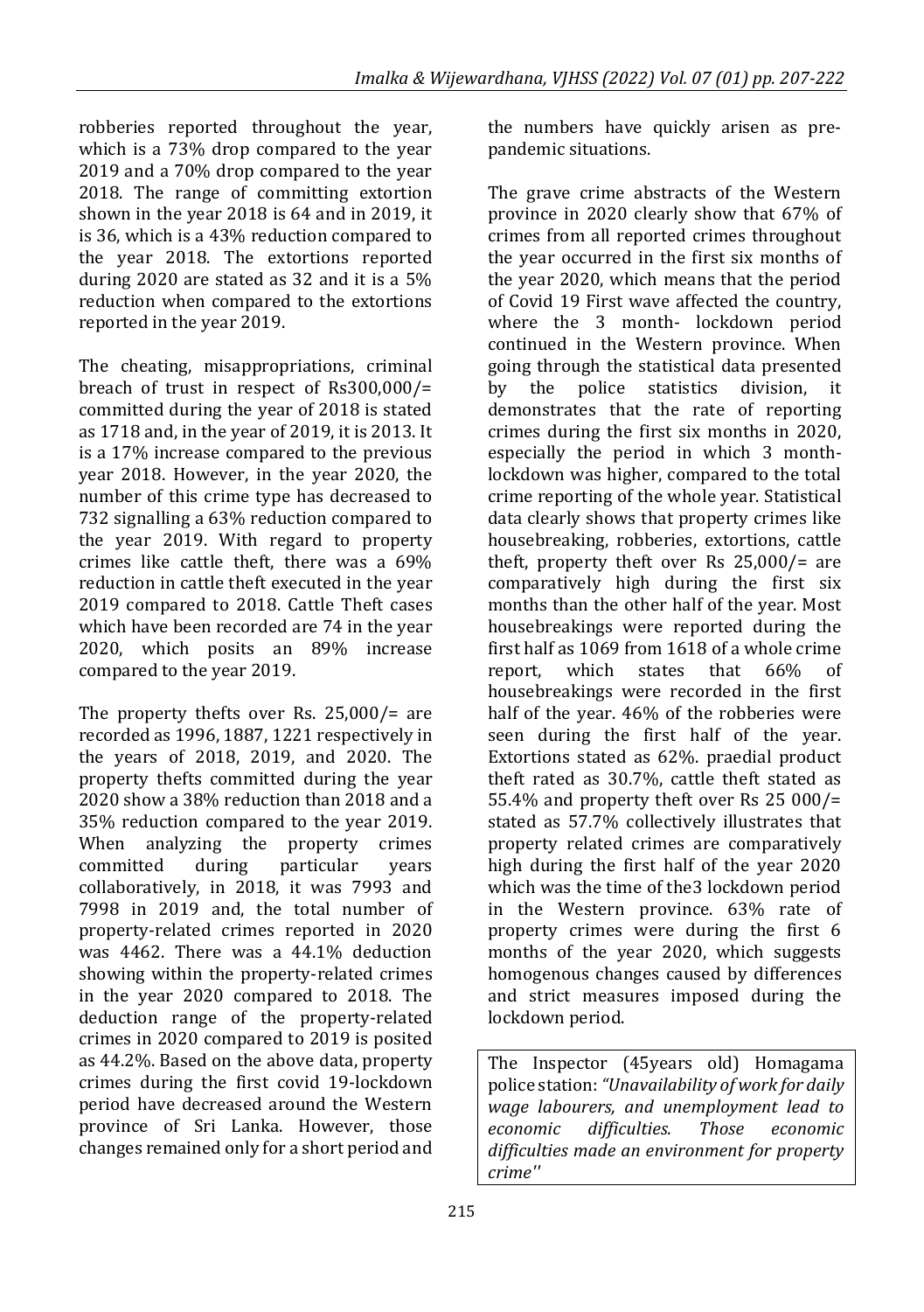robberies reported throughout the year, which is a 73% drop compared to the year 2019 and a 70% drop compared to the year 2018. The range of committing extortion shown in the year 2018 is 64 and in 2019, it is 36, which is a 43% reduction compared to the year 2018. The extortions reported during 2020 are stated as 32 and it is a 5% reduction when compared to the extortions reported in the year 2019.

The cheating, misappropriations, criminal breach of trust in respect of Rs300,000/= committed during the year of 2018 is stated as 1718 and, in the year of 2019, it is 2013. It is a 17% increase compared to the previous year 2018. However, in the year 2020, the number of this crime type has decreased to 732 signalling a 63% reduction compared to the year 2019. With regard to property crimes like cattle theft, there was a 69% reduction in cattle theft executed in the year 2019 compared to 2018. Cattle Theft cases which have been recorded are 74 in the year 2020, which posits an 89% increase compared to the year 2019.

The property thefts over Rs. 25,000/= are recorded as 1996, 1887, 1221 respectively in the years of 2018, 2019, and 2020. The property thefts committed during the year 2020 show a 38% reduction than 2018 and a 35% reduction compared to the year 2019. When analyzing the property crimes committed during particular years collaboratively, in 2018, it was 7993 and 7998 in 2019 and, the total number of property-related crimes reported in 2020 was 4462. There was a 44.1% deduction showing within the property-related crimes in the year 2020 compared to 2018. The deduction range of the property-related crimes in 2020 compared to 2019 is posited as 44.2%. Based on the above data, property crimes during the first covid 19-lockdown period have decreased around the Western province of Sri Lanka. However, those changes remained only for a short period and the numbers have quickly arisen as pre-pandemic situations.

The grave crime abstracts of the Western province in 2020 clearly show that 67% of crimes from all reported crimes throughout the year occurred in the first six months of the year 2020, which means that the period of Covid 19 First wave affected the country, where the 3 month- lockdown period continued in the Western province. When going through the statistical data presented by the police statistics division, it demonstrates that the rate of reporting crimes during the first six months in 2020, especially the period in which 3 month-lockdown was higher, compared to the total crime reporting of the whole year. Statistical data clearly shows that property crimes like housebreaking, robberies, extortions, cattle theft, property theft over Rs 25,000/= are comparatively high during the first six months than the other half of the year. Most housebreakings were reported during the first half as 1069 from 1618 of a whole crime report, which states that 66% of housebreakings were recorded in the first half of the year. 46% of the robberies were seen during the first half of the year. Extortions stated as 62%. praedial product theft rated as 30.7%, cattle theft stated as 55.4% and property theft over Rs 25 000/= stated as 57.7% collectively illustrates that property related crimes are comparatively high during the first half of the year 2020 which was the time of the3 lockdown period in the Western province. 63% rate of property crimes were during the first 6 months of the year 2020, which suggests homogenous changes caused by differences and strict measures imposed during the lockdown period.

> The Inspector (45years old) Homagama police station: *"Unavailability of work for daily wage labourers, and unemployment lead to economic difficulties. Those economic difficulties made an environment for property crime''*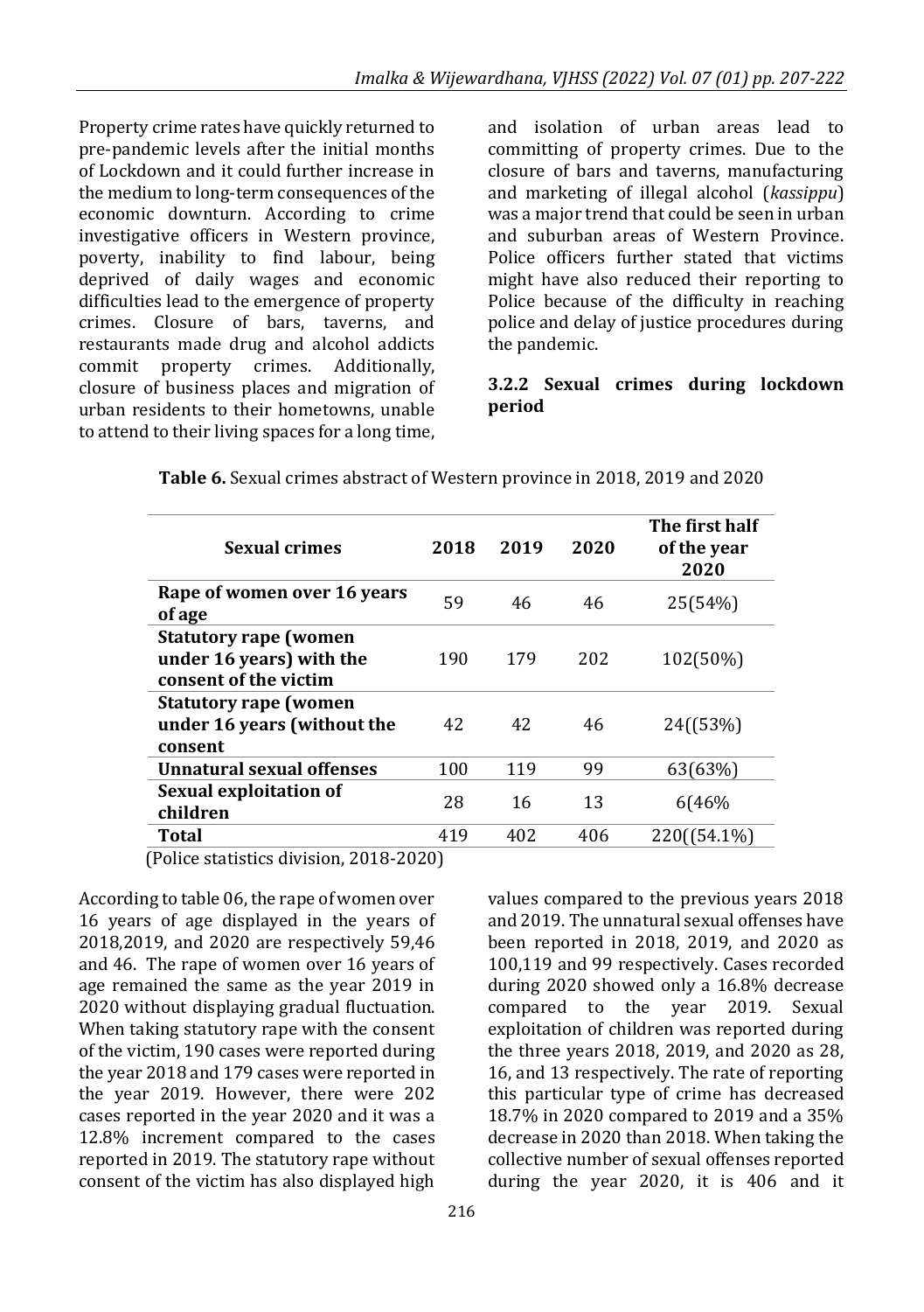Property crime rates have quickly returned to pre-pandemic levels after the initial months of Lockdown and it could further increase in the medium to long-term consequences of the economic downturn. According to crime investigative officers in Western province, poverty, inability to find labour, being deprived of daily wages and economic difficulties lead to the emergence of property crimes. Closure of bars, taverns, and restaurants made drug and alcohol addicts commit property crimes. Additionally, closure of business places and migration of urban residents to their hometowns, unable to attend to their living spaces for a long time, and isolation of urban areas lead to committing of property crimes. Due to the closure of bars and taverns, manufacturing and marketing of illegal alcohol (*kassippu*) was a major trend that could be seen in urban and suburban areas of Western Province. Police officers further stated that victims might have also reduced their reporting to Police because of the difficulty in reaching police and delay of justice procedures during the pandemic.

### 3.2.2 Sexual crimes during lockdown period

**Table 6.** Sexual crimes abstract of Western province in 2018, 2019 and 2020

| Sexual crimes | 2018 | 2019 | 2020 | The first half of the year 2020 |
|---|---|---|---|---|
| Rape of women over 16 years of age | 59 | 46 | 46 | 25(54%) |
| Statutory rape (women under 16 years) with the consent of the victim | 190 | 179 | 202 | 102(50%) |
| Statutory rape (women under 16 years (without the consent | 42 | 42 | 46 | 24((53%) |
| Unnatural sexual offenses | 100 | 119 | 99 | 63(63%) |
| Sexual exploitation of children | 28 | 16 | 13 | 6(46% |
| Total | 419 | 402 | 406 | 220((54.1%) |

(Police statistics division, 2018-2020)

According to table 06, the rape of women over 16 years of age displayed in the years of 2018,2019, and 2020 are respectively 59,46 and 46. The rape of women over 16 years of age remained the same as the year 2019 in 2020 without displaying gradual fluctuation. When taking statutory rape with the consent of the victim, 190 cases were reported during the year 2018 and 179 cases were reported in the year 2019. However, there were 202 cases reported in the year 2020 and it was a 12.8% increment compared to the cases reported in 2019. The statutory rape without consent of the victim has also displayed high values compared to the previous years 2018 and 2019. The unnatural sexual offenses have been reported in 2018, 2019, and 2020 as 100,119 and 99 respectively. Cases recorded during 2020 showed only a 16.8% decrease compared to the year 2019. Sexual exploitation of children was reported during the three years 2018, 2019, and 2020 as 28, 16, and 13 respectively. The rate of reporting this particular type of crime has decreased 18.7% in 2020 compared to 2019 and a 35% decrease in 2020 than 2018. When taking the collective number of sexual offenses reported during the year 2020, it is 406 and it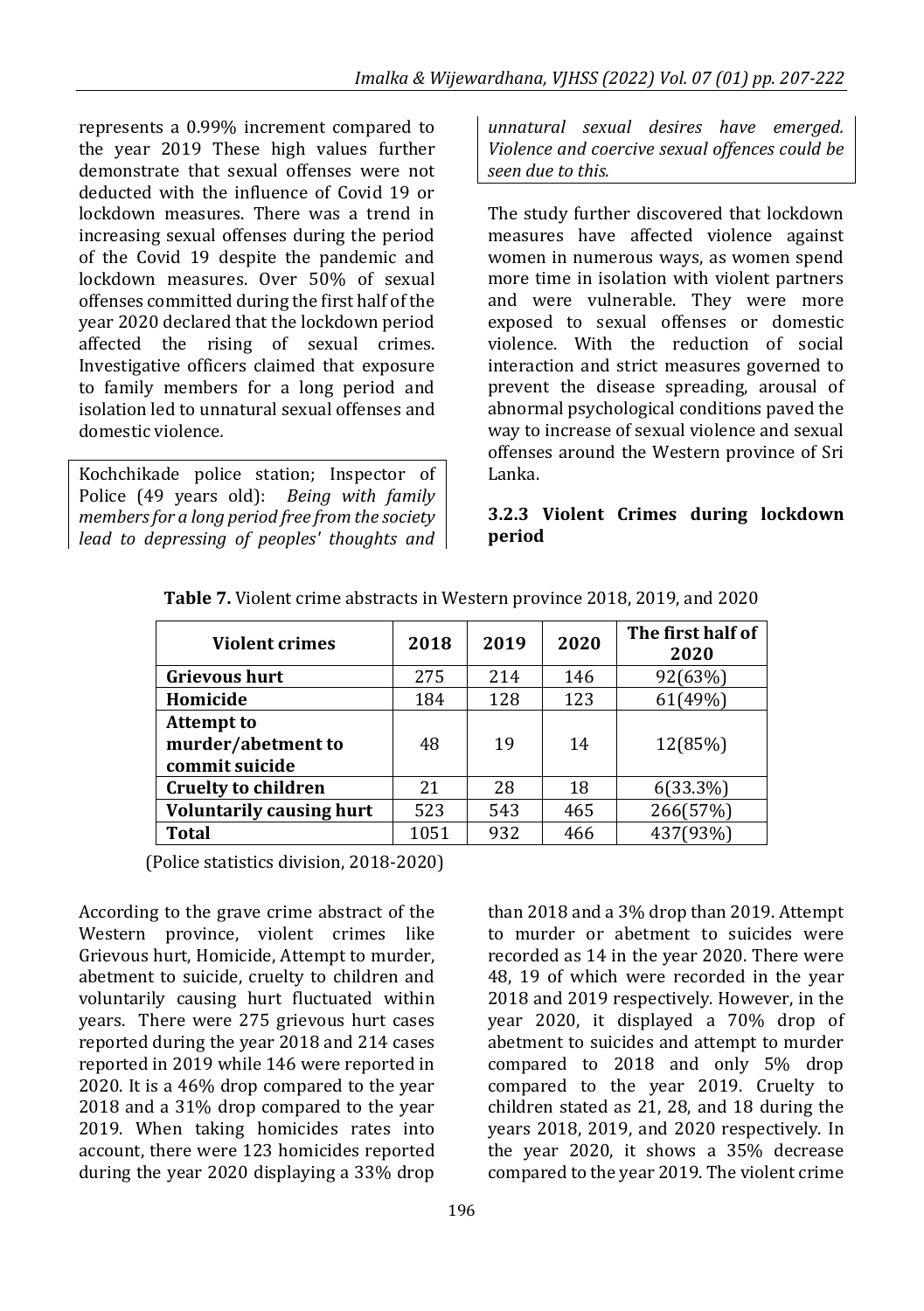represents a 0.99% increment compared to the year 2019 These high values further demonstrate that sexual offenses were not deducted with the influence of Covid 19 or lockdown measures. There was a trend in increasing sexual offenses during the period of the Covid 19 despite the pandemic and lockdown measures. Over 50% of sexual offenses committed during the first half of the year 2020 declared that the lockdown period affected the rising of sexual crimes. Investigative officers claimed that exposure to family members for a long period and isolation led to unnatural sexual offenses and domestic violence.

> Kochchikade police station; Inspector of Police (49 years old): *Being with family members for a long period free from the society lead to depressing of peoples' thoughts and unnatural sexual desires have emerged. Violence and coercive sexual offences could be seen due to this.*

The study further discovered that lockdown measures have affected violence against women in numerous ways, as women spend more time in isolation with violent partners and were vulnerable. They were more exposed to sexual offenses or domestic violence. With the reduction of social interaction and strict measures governed to prevent the disease spreading, arousal of abnormal psychological conditions paved the way to increase of sexual violence and sexual offenses around the Western province of Sri Lanka.

### 3.2.3 Violent Crimes during lockdown period

**Table 7.** Violent crime abstracts in Western province 2018, 2019, and 2020

| Violent crimes | 2018 | 2019 | 2020 | The first half of 2020 |
|---|---|---|---|---|
| **Grievous hurt** | 275 | 214 | 146 | 92(63%) |
| **Homicide** | 184 | 128 | 123 | 61(49%) |
| **Attempt to murder/abetment to commit suicide** | 48 | 19 | 14 | 12(85%) |
| **Cruelty to children** | 21 | 28 | 18 | 6(33.3%) |
| **Voluntarily causing hurt** | 523 | 543 | 465 | 266(57%) |
| **Total** | 1051 | 932 | 466 | 437(93%) |

(Police statistics division, 2018-2020)

According to the grave crime abstract of the Western province, violent crimes like Grievous hurt, Homicide, Attempt to murder, abetment to suicide, cruelty to children and voluntarily causing hurt fluctuated within years. There were 275 grievous hurt cases reported during the year 2018 and 214 cases reported in 2019 while 146 were reported in 2020. It is a 46% drop compared to the year 2018 and a 31% drop compared to the year 2019. When taking homicides rates into account, there were 123 homicides reported during the year 2020 displaying a 33% drop than 2018 and a 3% drop than 2019. Attempt to murder or abetment to suicides were recorded as 14 in the year 2020. There were 48, 19 of which were recorded in the year 2018 and 2019 respectively. However, in the year 2020, it displayed a 70% drop of abetment to suicides and attempt to murder compared to 2018 and only 5% drop compared to the year 2019. Cruelty to children stated as 21, 28, and 18 during the years 2018, 2019, and 2020 respectively. In the year 2020, it shows a 35% decrease compared to the year 2019. The violent crime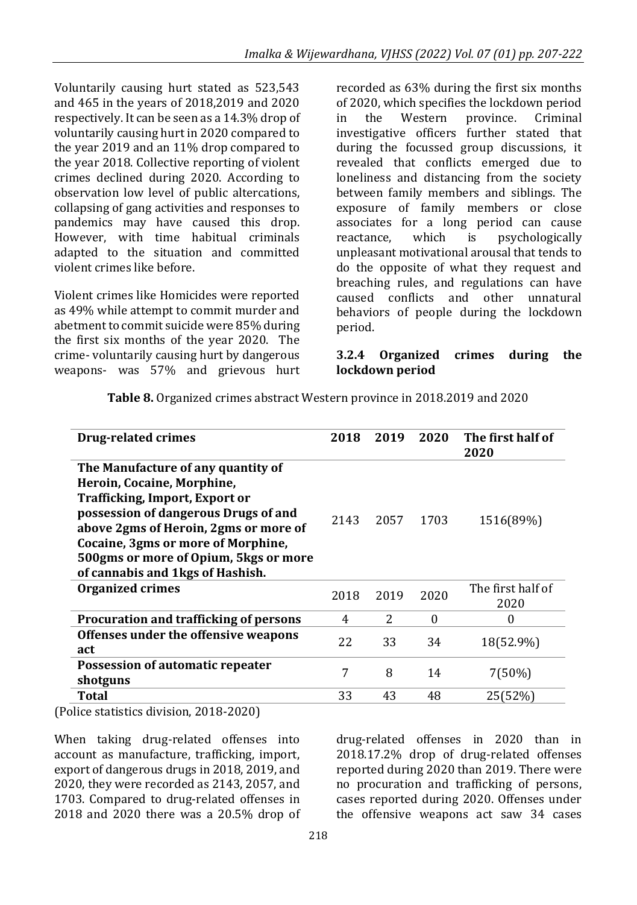Voluntarily causing hurt stated as 523,543 and 465 in the years of 2018,2019 and 2020 respectively. It can be seen as a 14.3% drop of voluntarily causing hurt in 2020 compared to the year 2019 and an 11% drop compared to the year 2018. Collective reporting of violent crimes declined during 2020. According to observation low level of public altercations, collapsing of gang activities and responses to pandemics may have caused this drop. However, with time habitual criminals adapted to the situation and committed violent crimes like before.

Violent crimes like Homicides were reported as 49% while attempt to commit murder and abetment to commit suicide were 85% during the first six months of the year 2020. The crime- voluntarily causing hurt by dangerous weapons- was 57% and grievous hurt recorded as 63% during the first six months of 2020, which specifies the lockdown period in the Western province. Criminal investigative officers further stated that during the focussed group discussions, it revealed that conflicts emerged due to loneliness and distancing from the society between family members and siblings. The exposure of family members or close associates for a long period can cause reactance, which is psychologically unpleasant motivational arousal that tends to do the opposite of what they request and breaching rules, and regulations can have caused conflicts and other unnatural behaviors of people during the lockdown period.

### 3.2.4 Organized crimes during the lockdown period

**Table 8.** Organized crimes abstract Western province in 2018.2019 and 2020

| Drug-related crimes | 2018 | 2019 | 2020 | The first half of 2020 |
|---|---|---|---|---|
| **The Manufacture of any quantity of Heroin, Cocaine, Morphine, Trafficking, Import, Export or possession of dangerous Drugs of and above 2gms of Heroin, 2gms or more of Cocaine, 3gms or more of Morphine, 500gms or more of Opium, 5kgs or more of cannabis and 1kgs of Hashish.** | 2143 | 2057 | 1703 | 1516(89%) |
| **Organized crimes** | 2018 | 2019 | 2020 | The first half of 2020 |
| **Procuration and trafficking of persons** | 4 | 2 | 0 | 0 |
| **Offenses under the offensive weapons act** | 22 | 33 | 34 | 18(52.9%) |
| **Possession of automatic repeater shotguns** | 7 | 8 | 14 | 7(50%) |
| **Total** | 33 | 43 | 48 | 25(52%) |

(Police statistics division, 2018-2020)

When taking drug-related offenses into account as manufacture, trafficking, import, export of dangerous drugs in 2018, 2019, and 2020, they were recorded as 2143, 2057, and 1703. Compared to drug-related offenses in 2018 and 2020 there was a 20.5% drop of drug-related offenses in 2020 than in 2018.17.2% drop of drug-related offenses reported during 2020 than 2019. There were no procuration and trafficking of persons, cases reported during 2020. Offenses under the offensive weapons act saw 34 cases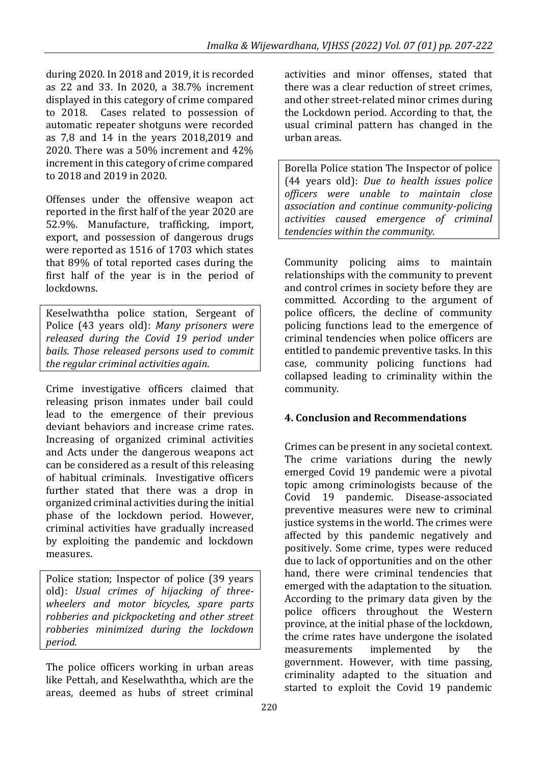during 2020. In 2018 and 2019, it is recorded as 22 and 33. In 2020, a 38.7% increment displayed in this category of crime compared to 2018. Cases related to possession of automatic repeater shotguns were recorded as 7,8 and 14 in the years 2018,2019 and 2020. There was a 50% increment and 42% increment in this category of crime compared to 2018 and 2019 in 2020.

Offenses under the offensive weapon act reported in the first half of the year 2020 are 52.9%. Manufacture, trafficking, import, export, and possession of dangerous drugs were reported as 1516 of 1703 which states that 89% of total reported cases during the first half of the year is in the period of lockdowns.

> Keselwaththa police station, Sergeant of Police (43 years old): *Many prisoners were released during the Covid 19 period under bails. Those released persons used to commit the regular criminal activities again.*

Crime investigative officers claimed that releasing prison inmates under bail could lead to the emergence of their previous deviant behaviors and increase crime rates. Increasing of organized criminal activities and Acts under the dangerous weapons act can be considered as a result of this releasing of habitual criminals. Investigative officers further stated that there was a drop in organized criminal activities during the initial phase of the lockdown period. However, criminal activities have gradually increased by exploiting the pandemic and lockdown measures.

> Police station; Inspector of police (39 years old): *Usual crimes of hijacking of three-wheelers and motor bicycles, spare parts robberies and pickpocketing and other street robberies minimized during the lockdown period.*

The police officers working in urban areas like Pettah, and Keselwaththa, which are the areas, deemed as hubs of street criminal activities and minor offenses, stated that there was a clear reduction of street crimes, and other street-related minor crimes during the Lockdown period. According to that, the usual criminal pattern has changed in the urban areas.

> Borella Police station The Inspector of police (44 years old): *Due to health issues police officers were unable to maintain close association and continue community-policing activities caused emergence of criminal tendencies within the community.*

Community policing aims to maintain relationships with the community to prevent and control crimes in society before they are committed. According to the argument of police officers, the decline of community policing functions lead to the emergence of criminal tendencies when police officers are entitled to pandemic preventive tasks. In this case, community policing functions had collapsed leading to criminality within the community.

## 4. Conclusion and Recommendations

Crimes can be present in any societal context. The crime variations during the newly emerged Covid 19 pandemic were a pivotal topic among criminologists because of the Covid 19 pandemic. Disease-associated preventive measures were new to criminal justice systems in the world. The crimes were affected by this pandemic negatively and positively. Some crime, types were reduced due to lack of opportunities and on the other hand, there were criminal tendencies that emerged with the adaptation to the situation. According to the primary data given by the police officers throughout the Western province, at the initial phase of the lockdown, the crime rates have undergone the isolated measurements implemented by the government. However, with time passing, criminality adapted to the situation and started to exploit the Covid 19 pandemic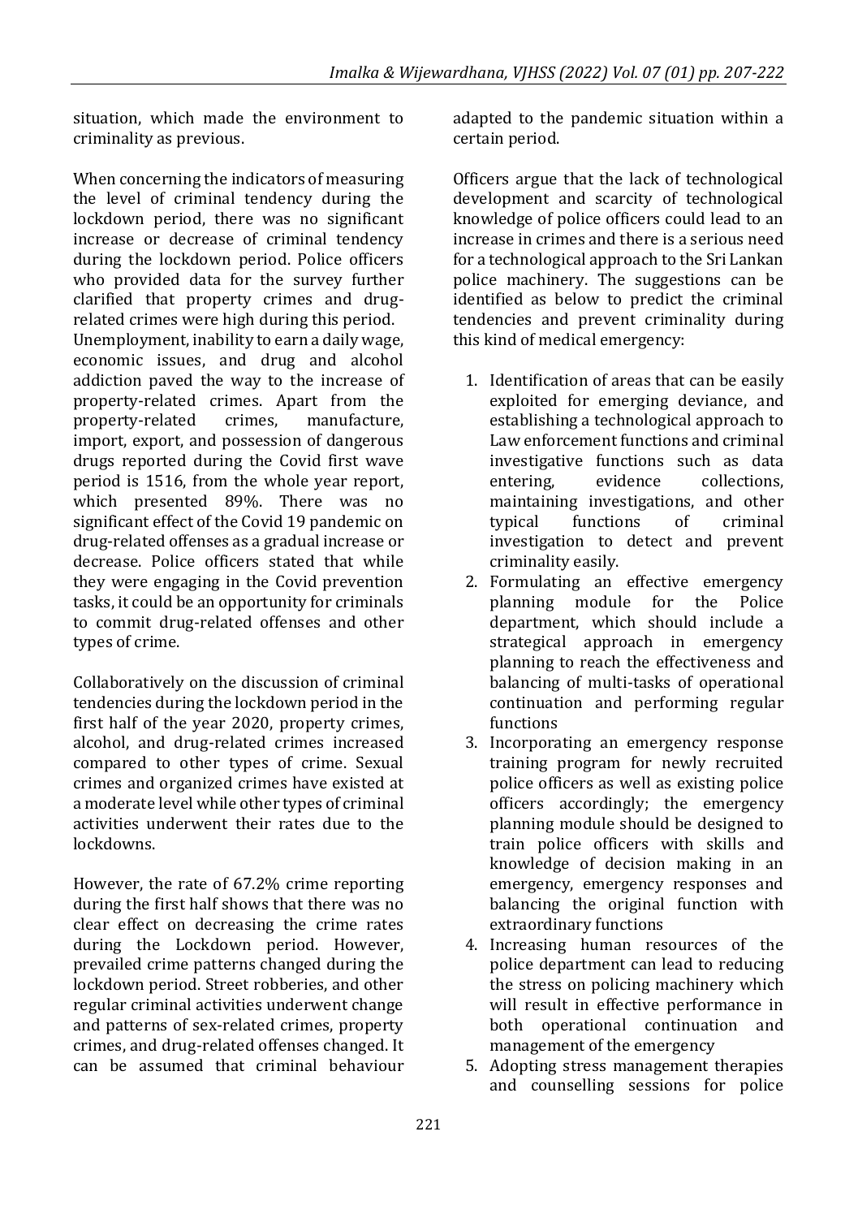situation, which made the environment to criminality as previous.

When concerning the indicators of measuring the level of criminal tendency during the lockdown period, there was no significant increase or decrease of criminal tendency during the lockdown period. Police officers who provided data for the survey further clarified that property crimes and drug-related crimes were high during this period. Unemployment, inability to earn a daily wage, economic issues, and drug and alcohol addiction paved the way to the increase of property-related crimes. Apart from the property-related crimes, manufacture, import, export, and possession of dangerous drugs reported during the Covid first wave period is 1516, from the whole year report, which presented 89%. There was no significant effect of the Covid 19 pandemic on drug-related offenses as a gradual increase or decrease. Police officers stated that while they were engaging in the Covid prevention tasks, it could be an opportunity for criminals to commit drug-related offenses and other types of crime.

Collaboratively on the discussion of criminal tendencies during the lockdown period in the first half of the year 2020, property crimes, alcohol, and drug-related crimes increased compared to other types of crime. Sexual crimes and organized crimes have existed at a moderate level while other types of criminal activities underwent their rates due to the lockdowns.

However, the rate of 67.2% crime reporting during the first half shows that there was no clear effect on decreasing the crime rates during the Lockdown period. However, prevailed crime patterns changed during the lockdown period. Street robberies, and other regular criminal activities underwent change and patterns of sex-related crimes, property crimes, and drug-related offenses changed. It can be assumed that criminal behaviour adapted to the pandemic situation within a certain period.

Officers argue that the lack of technological development and scarcity of technological knowledge of police officers could lead to an increase in crimes and there is a serious need for a technological approach to the Sri Lankan police machinery. The suggestions can be identified as below to predict the criminal tendencies and prevent criminality during this kind of medical emergency:

1. Identification of areas that can be easily exploited for emerging deviance, and establishing a technological approach to Law enforcement functions and criminal investigative functions such as data entering, evidence collections, maintaining investigations, and other typical functions of criminal investigation to detect and prevent criminality easily.
2. Formulating an effective emergency planning module for the Police department, which should include a strategical approach in emergency planning to reach the effectiveness and balancing of multi-tasks of operational continuation and performing regular functions
3. Incorporating an emergency response training program for newly recruited police officers as well as existing police officers accordingly; the emergency planning module should be designed to train police officers with skills and knowledge of decision making in an emergency, emergency responses and balancing the original function with extraordinary functions
4. Increasing human resources of the police department can lead to reducing the stress on policing machinery which will result in effective performance in both operational continuation and management of the emergency
5. Adopting stress management therapies and counselling sessions for police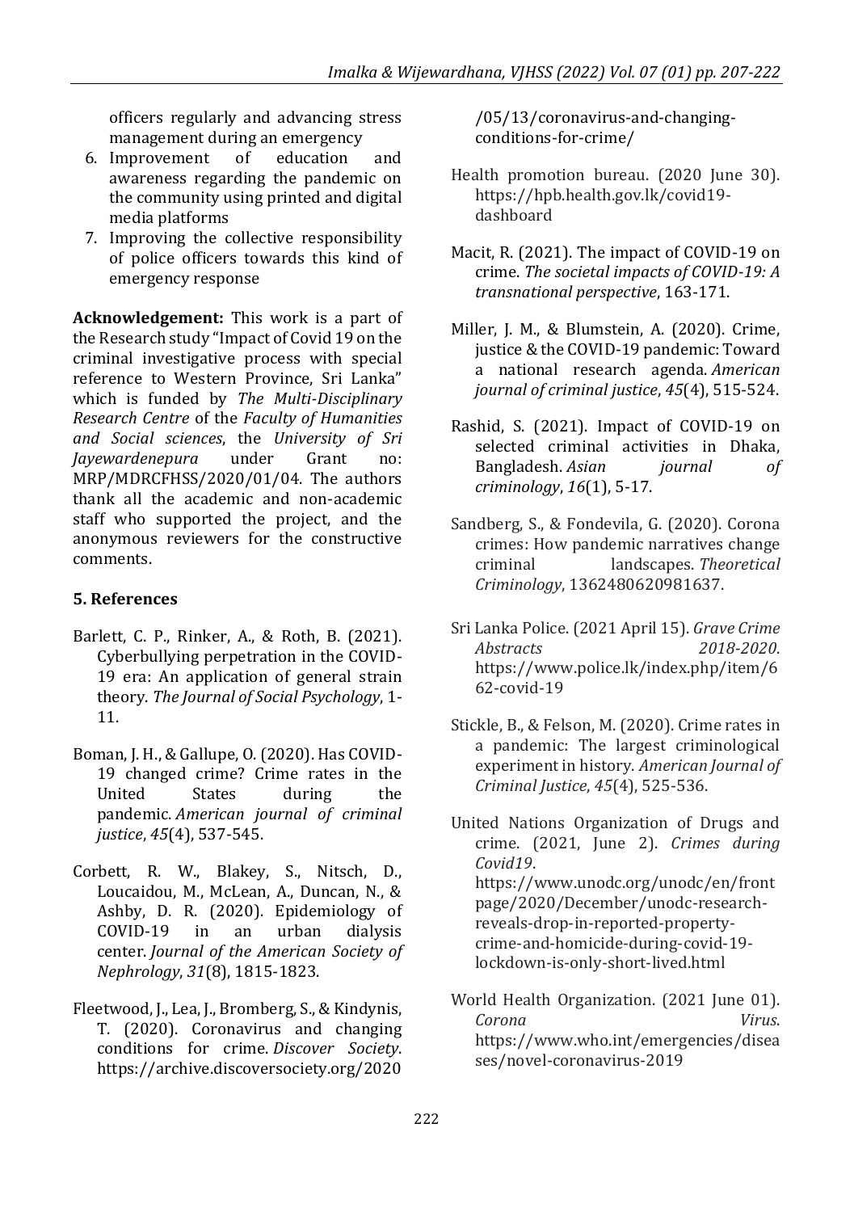officers regularly and advancing stress management during an emergency

6. Improvement of education and awareness regarding the pandemic on the community using printed and digital media platforms
7. Improving the collective responsibility of police officers towards this kind of emergency response

**Acknowledgement:** This work is a part of the Research study "Impact of Covid 19 on the criminal investigative process with special reference to Western Province, Sri Lanka" which is funded by *The Multi-Disciplinary Research Centre* of the *Faculty of Humanities and Social sciences*, the *University of Sri Jayewardenepura* under Grant no: MRP/MDRCFHSS/2020/01/04. The authors thank all the academic and non-academic staff who supported the project, and the anonymous reviewers for the constructive comments.

## 5. References

Barlett, C. P., Rinker, A., & Roth, B. (2021). Cyberbullying perpetration in the COVID-19 era: An application of general strain theory. *The Journal of Social Psychology*, 1-11.

Boman, J. H., & Gallupe, O. (2020). Has COVID-19 changed crime? Crime rates in the United States during the pandemic. *American journal of criminal justice*, *45*(4), 537-545.

Corbett, R. W., Blakey, S., Nitsch, D., Loucaidou, M., McLean, A., Duncan, N., & Ashby, D. R. (2020). Epidemiology of COVID-19 in an urban dialysis center. *Journal of the American Society of Nephrology*, *31*(8), 1815-1823.

Fleetwood, J., Lea, J., Bromberg, S., & Kindynis, T. (2020). Coronavirus and changing conditions for crime. *Discover Society*. https://archive.discoversociety.org/2020/05/13/coronavirus-and-changing-conditions-for-crime/

Health promotion bureau. (2020 June 30). https://hpb.health.gov.lk/covid19-dashboard

Macit, R. (2021). The impact of COVID-19 on crime. *The societal impacts of COVID-19: A transnational perspective*, 163-171.

Miller, J. M., & Blumstein, A. (2020). Crime, justice & the COVID-19 pandemic: Toward a national research agenda. *American journal of criminal justice*, *45*(4), 515-524.

Rashid, S. (2021). Impact of COVID-19 on selected criminal activities in Dhaka, Bangladesh. *Asian journal of criminology*, *16*(1), 5-17.

Sandberg, S., & Fondevila, G. (2020). Corona crimes: How pandemic narratives change criminal landscapes. *Theoretical Criminology*, 1362480620981637.

Sri Lanka Police. (2021 April 15). *Grave Crime Abstracts 2018-2020*. https://www.police.lk/index.php/item/662-covid-19

Stickle, B., & Felson, M. (2020). Crime rates in a pandemic: The largest criminological experiment in history. *American Journal of Criminal Justice*, *45*(4), 525-536.

United Nations Organization of Drugs and crime. (2021, June 2). *Crimes during Covid19*. https://www.unodc.org/unodc/en/frontpage/2020/December/unodc-research-reveals-drop-in-reported-property-crime-and-homicide-during-covid-19-lockdown-is-only-short-lived.html

World Health Organization. (2021 June 01). *Corona Virus*. https://www.who.int/emergencies/diseases/novel-coronavirus-2019